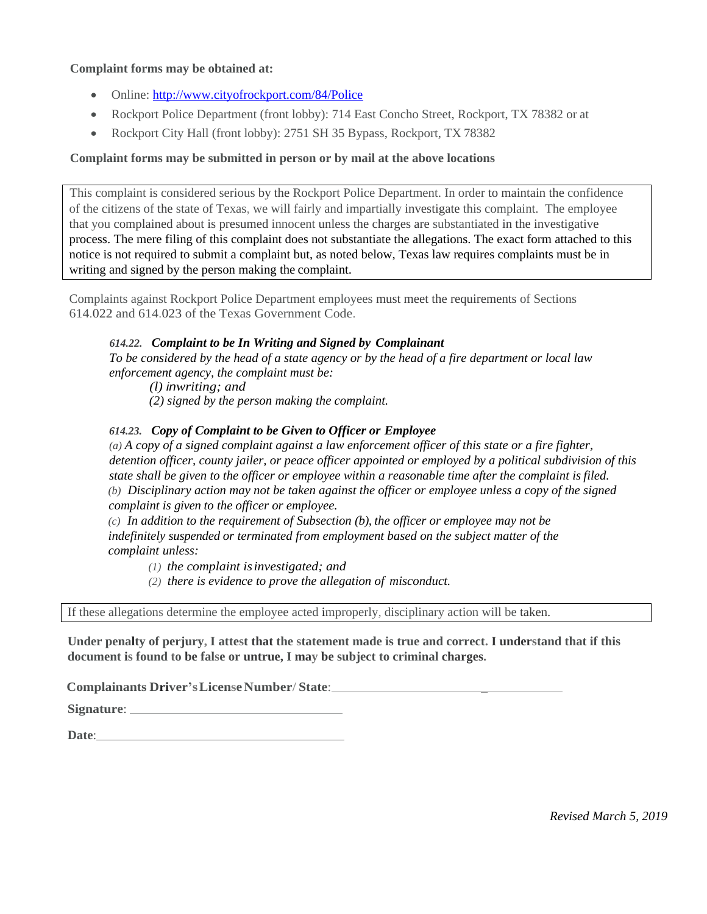**Complaint forms may be obtained at:**

- Online: [http://www.cityofrockport.com/84/Police](http://www.cityofrockport.com/84/Police)
- Rockport Police Department (front lobby): 714 East Concho Street, Rockport, TX 78382 or at
- Rockport City Hall (front lobby): 2751 SH 35 Bypass, Rockport, TX 78382

**Complaint forms may be submitted in person or by mail at the above locations**

This complaint is considered serious by the Rockport Police Department. In order to maintain the confidence of the citizens of the state of Texas, we will fairly and impartially investigate this complaint. The employee that you complained about is presumed innocent unless the charges are substantiated in the investigative process. The mere filing of this complaint does not substantiate the allegations. The exact form attached to this notice is not required to submit a complaint but, as noted below, Texas law requires complaints must be in writing and signed by the person making the complaint.

Complaints against Rockport Police Department employees must meet the requirements of Sections 614.022 and 614.023 of the Texas Government Code.

> ***614.22. Complaint to be In Writing and Signed by Complainant***
> *To be considered by the head of a state agency or by the head of a fire department or local law enforcement agency, the complaint must be:*
>
> *(l) inwriting; and*
>
> *(2) signed by the person making the complaint.*
>
> ***614.23. Copy of Complaint to be Given to Officer or Employee***
> *(a) A copy of a signed complaint against a law enforcement officer of this state or a fire fighter, detention officer, county jailer, or peace officer appointed or employed by a political subdivision of this state shall be given to the officer or employee within a reasonable time after the complaint is filed.*
> *(b) Disciplinary action may not be taken against the officer or employee unless a copy of the signed complaint is given to the officer or employee.*
> *(c) In addition to the requirement of Subsection (b), the officer or employee may not be indefinitely suspended or terminated from employment based on the subject matter of the complaint unless:*
>
> *(1) the complaint is investigated; and*
>
> *(2) there is evidence to prove the allegation of misconduct.*

If these allegations determine the employee acted improperly, disciplinary action will be taken.

**Under penalty of perjury, I attest that the statement made is true and correct. I understand that if this document is found to be false or untrue, I may be subject to criminal charges.**

**Complainants Driver's License Number/ State**:_______________________________________

**Signature**: ______________________________

**Date**:___________________________________

*Revised March 5, 2019*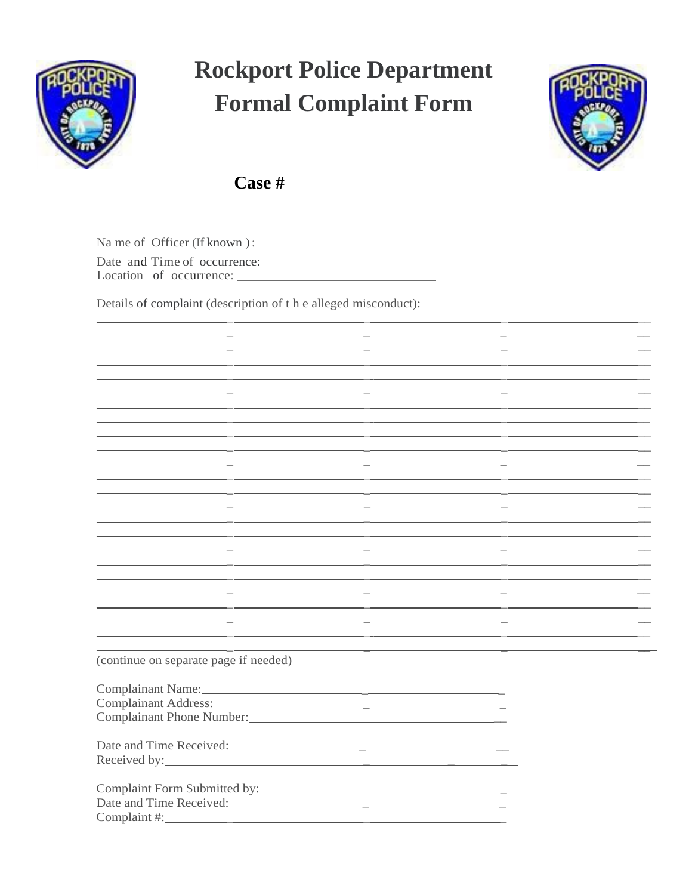# Rockport Police Department
# Formal Complaint Form

**Case #\_\_\_\_\_\_\_\_\_\_\_\_\_\_\_\_\_\_\_\_**

Name of Officer (If known ): \_\_\_\_\_\_\_\_\_\_\_\_\_\_\_\_\_\_\_\_\_\_\_\_\_\_

Date and Time of occurrence: \_\_\_\_\_\_\_\_\_\_\_\_\_\_\_\_\_\_\_\_\_\_\_\_\_

Location of occurrence: \_\_\_\_\_\_\_\_\_\_\_\_\_\_\_\_\_\_\_\_\_\_\_\_\_\_\_\_\_\_

Details of complaint (description of the alleged misconduct):

\_\_\_\_\_\_\_\_\_\_\_\_\_\_\_\_\_\_\_\_\_\_\_\_\_\_\_\_\_\_\_\_\_\_\_\_\_\_\_\_\_\_\_\_\_\_\_\_\_\_\_\_\_\_\_\_\_\_\_\_\_\_\_\_\_\_\_\_\_\_\_\_\_\_\_\_\_\_\_\_\_\_\_\_\_\_\_\_\_\_\_\_

(continue on separate page if needed)

Complainant Name: \_\_\_\_\_\_\_\_\_\_\_\_\_\_\_\_\_\_\_\_\_\_\_\_\_\_\_\_\_\_\_\_\_\_\_\_\_\_\_\_\_\_\_

Complainant Address: \_\_\_\_\_\_\_\_\_\_\_\_\_\_\_\_\_\_\_\_\_\_\_\_\_\_\_\_\_\_\_\_\_\_\_\_\_\_\_\_\_\_\_

Complainant Phone Number: \_\_\_\_\_\_\_\_\_\_\_\_\_\_\_\_\_\_\_\_\_\_\_\_\_\_\_\_\_\_\_\_\_\_\_\_\_\_\_

Date and Time Received: \_\_\_\_\_\_\_\_\_\_\_\_\_\_\_\_\_\_\_\_\_\_\_\_\_\_\_\_\_\_\_\_\_\_\_\_\_\_\_\_\_\_\_

Received by: \_\_\_\_\_\_\_\_\_\_\_\_\_\_\_\_\_\_\_\_\_\_\_\_\_\_\_\_\_\_\_\_\_\_\_\_\_\_\_\_\_\_\_\_\_\_\_\_\_\_\_\_\_\_\_

Complaint Form Submitted by: \_\_\_\_\_\_\_\_\_\_\_\_\_\_\_\_\_\_\_\_\_\_\_\_\_\_\_\_\_\_\_\_\_\_\_\_\_\_\_\_

Date and Time Received: \_\_\_\_\_\_\_\_\_\_\_\_\_\_\_\_\_\_\_\_\_\_\_\_\_\_\_\_\_\_\_\_\_\_\_\_\_\_\_\_\_\_\_

Complaint #: \_\_\_\_\_\_\_\_\_\_\_\_\_\_\_\_\_\_\_\_\_\_\_\_\_\_\_\_\_\_\_\_\_\_\_\_\_\_\_\_\_\_\_\_\_\_\_\_\_\_\_\_\_